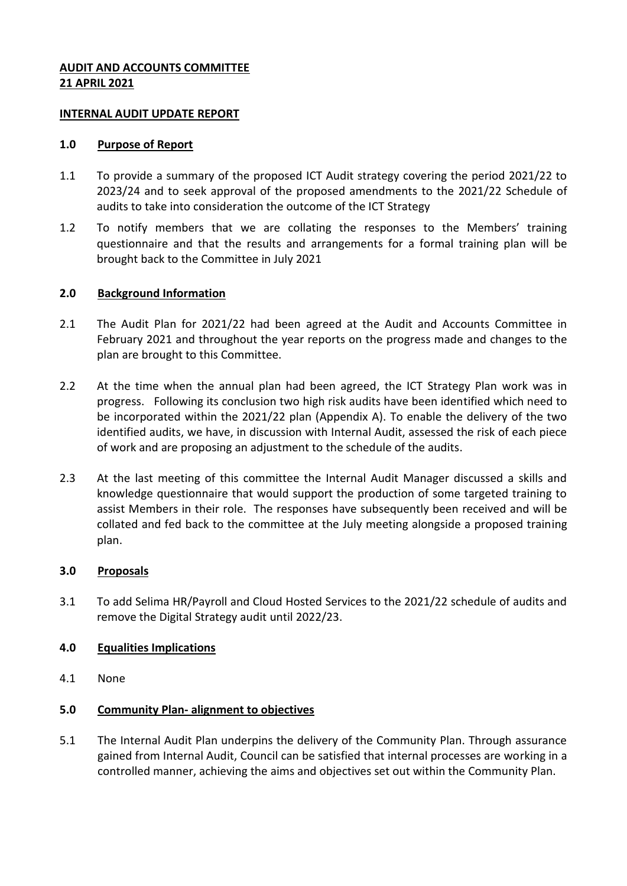**AUDIT AND ACCOUNTS COMMITTEE**
**21 APRIL 2021**

**INTERNAL AUDIT UPDATE REPORT**

## 1.0 Purpose of Report

1.1 To provide a summary of the proposed ICT Audit strategy covering the period 2021/22 to 2023/24 and to seek approval of the proposed amendments to the 2021/22 Schedule of audits to take into consideration the outcome of the ICT Strategy

1.2 To notify members that we are collating the responses to the Members' training questionnaire and that the results and arrangements for a formal training plan will be brought back to the Committee in July 2021

## 2.0 Background Information

2.1 The Audit Plan for 2021/22 had been agreed at the Audit and Accounts Committee in February 2021 and throughout the year reports on the progress made and changes to the plan are brought to this Committee.

2.2 At the time when the annual plan had been agreed, the ICT Strategy Plan work was in progress. Following its conclusion two high risk audits have been identified which need to be incorporated within the 2021/22 plan (Appendix A). To enable the delivery of the two identified audits, we have, in discussion with Internal Audit, assessed the risk of each piece of work and are proposing an adjustment to the schedule of the audits.

2.3 At the last meeting of this committee the Internal Audit Manager discussed a skills and knowledge questionnaire that would support the production of some targeted training to assist Members in their role. The responses have subsequently been received and will be collated and fed back to the committee at the July meeting alongside a proposed training plan.

## 3.0 Proposals

3.1 To add Selima HR/Payroll and Cloud Hosted Services to the 2021/22 schedule of audits and remove the Digital Strategy audit until 2022/23.

## 4.0 Equalities Implications

4.1 None

## 5.0 Community Plan- alignment to objectives

5.1 The Internal Audit Plan underpins the delivery of the Community Plan. Through assurance gained from Internal Audit, Council can be satisfied that internal processes are working in a controlled manner, achieving the aims and objectives set out within the Community Plan.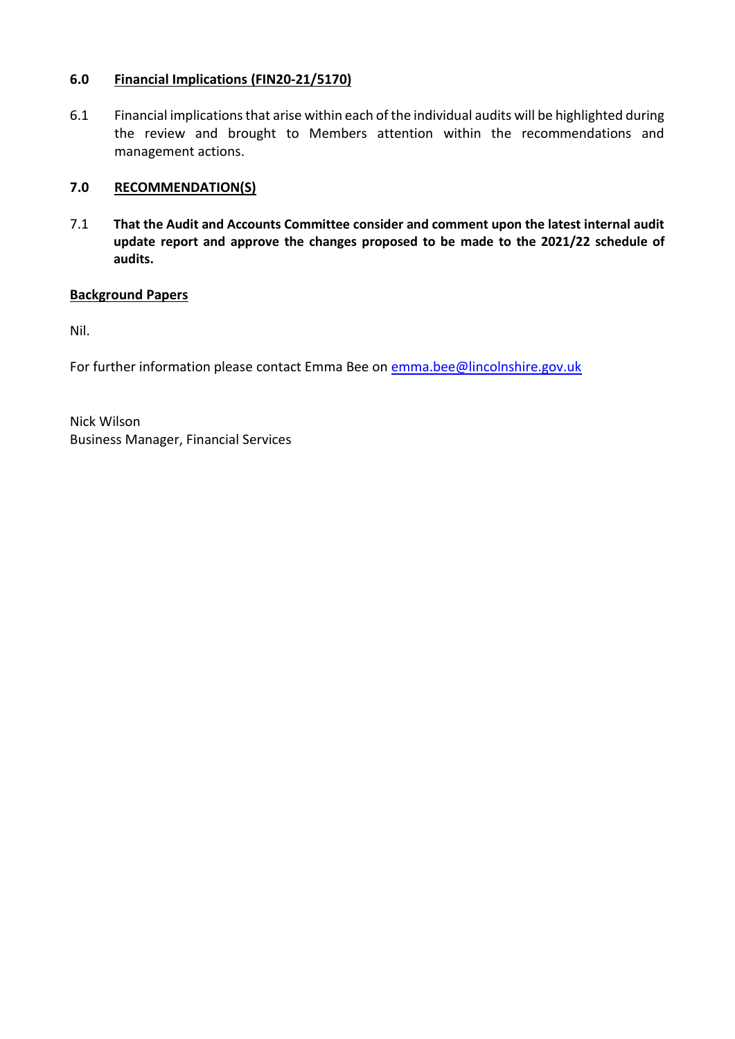## 6.0 Financial Implications (FIN20-21/5170)

6.1 Financial implications that arise within each of the individual audits will be highlighted during the review and brought to Members attention within the recommendations and management actions.

## 7.0 RECOMMENDATION(S)

7.1 **That the Audit and Accounts Committee consider and comment upon the latest internal audit update report and approve the changes proposed to be made to the 2021/22 schedule of audits.**

**Background Papers**

Nil.

For further information please contact Emma Bee on emma.bee@lincolnshire.gov.uk

Nick Wilson
Business Manager, Financial Services